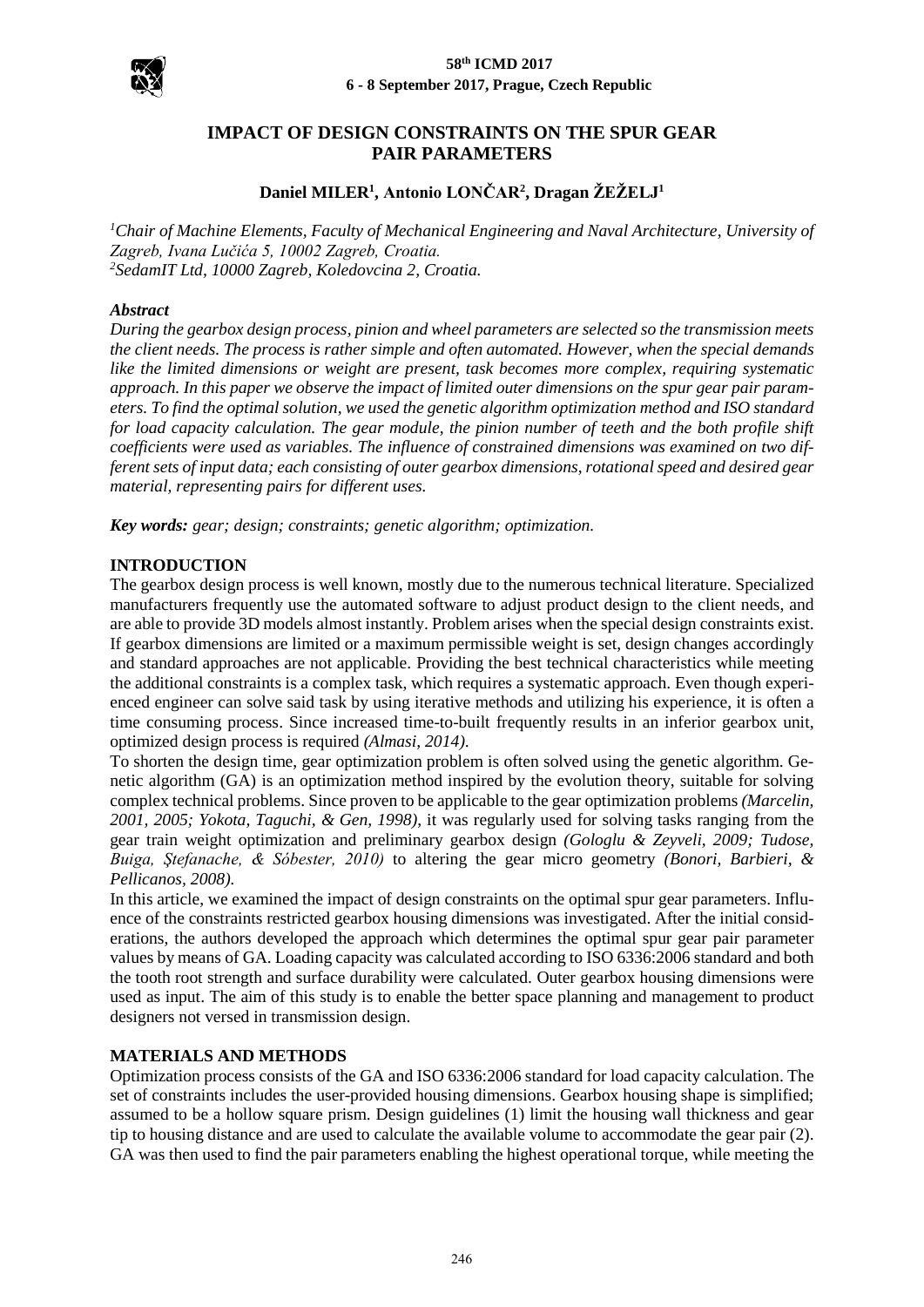# IMPACT OF DESIGN CONSTRAINTS ON THE SPUR GEAR PAIR PARAMETERS

**Daniel MILER[1], Antonio LONČAR[2], Dragan ŽEŽELJ[1]**

[1]*Chair of Machine Elements, Faculty of Mechanical Engineering and Naval Architecture, University of Zagreb, Ivana Lučića 5, 10002 Zagreb, Croatia.*
[2]*SedamIT Ltd, 10000 Zagreb, Koledovcina 2, Croatia.*

### *Abstract*

*During the gearbox design process, pinion and wheel parameters are selected so the transmission meets the client needs. The process is rather simple and often automated. However, when the special demands like the limited dimensions or weight are present, task becomes more complex, requiring systematic approach. In this paper we observe the impact of limited outer dimensions on the spur gear pair parameters. To find the optimal solution, we used the genetic algorithm optimization method and ISO standard for load capacity calculation. The gear module, the pinion number of teeth and the both profile shift coefficients were used as variables. The influence of constrained dimensions was examined on two different sets of input data; each consisting of outer gearbox dimensions, rotational speed and desired gear material, representing pairs for different uses.*

***Key words:*** *gear; design; constraints; genetic algorithm; optimization.*

## INTRODUCTION

The gearbox design process is well known, mostly due to the numerous technical literature. Specialized manufacturers frequently use the automated software to adjust product design to the client needs, and are able to provide 3D models almost instantly. Problem arises when the special design constraints exist. If gearbox dimensions are limited or a maximum permissible weight is set, design changes accordingly and standard approaches are not applicable. Providing the best technical characteristics while meeting the additional constraints is a complex task, which requires a systematic approach. Even though experienced engineer can solve said task by using iterative methods and utilizing his experience, it is often a time consuming process. Since increased time-to-built frequently results in an inferior gearbox unit, optimized design process is required *(Almasi, 2014)*.

To shorten the design time, gear optimization problem is often solved using the genetic algorithm. Genetic algorithm (GA) is an optimization method inspired by the evolution theory, suitable for solving complex technical problems. Since proven to be applicable to the gear optimization problems *(Marcelin, 2001, 2005; Yokota, Taguchi, & Gen, 1998)*, it was regularly used for solving tasks ranging from the gear train weight optimization and preliminary gearbox design *(Gologlu & Zeyveli, 2009; Tudose, Buiga, Ştefanache, & Sóbester, 2010)* to altering the gear micro geometry *(Bonori, Barbieri, & Pellicanos, 2008)*.

In this article, we examined the impact of design constraints on the optimal spur gear parameters. Influence of the constraints restricted gearbox housing dimensions was investigated. After the initial considerations, the authors developed the approach which determines the optimal spur gear pair parameter values by means of GA. Loading capacity was calculated according to ISO 6336:2006 standard and both the tooth root strength and surface durability were calculated. Outer gearbox housing dimensions were used as input. The aim of this study is to enable the better space planning and management to product designers not versed in transmission design.

## MATERIALS AND METHODS

Optimization process consists of the GA and ISO 6336:2006 standard for load capacity calculation. The set of constraints includes the user-provided housing dimensions. Gearbox housing shape is simplified; assumed to be a hollow square prism. Design guidelines (1) limit the housing wall thickness and gear tip to housing distance and are used to calculate the available volume to accommodate the gear pair (2). GA was then used to find the pair parameters enabling the highest operational torque, while meeting the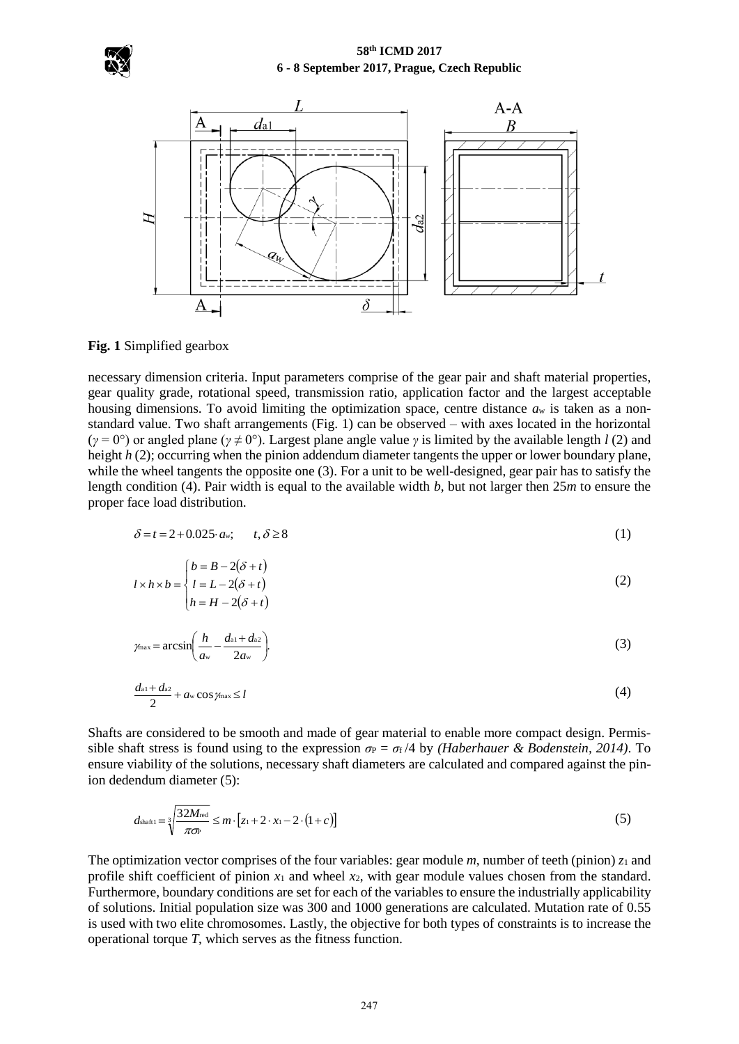**Fig. 1** Simplified gearbox

necessary dimension criteria. Input parameters comprise of the gear pair and shaft material properties, gear quality grade, rotational speed, transmission ratio, application factor and the largest acceptable housing dimensions. To avoid limiting the optimization space, centre distance $a_w$ is taken as a non-standard value. Two shaft arrangements (Fig. 1) can be observed – with axes located in the horizontal ($\gamma = 0°$) or angled plane ($\gamma \neq 0°$). Largest plane angle value $\gamma$ is limited by the available length $l$ (2) and height $h$ (2); occurring when the pinion addendum diameter tangents the upper or lower boundary plane, while the wheel tangents the opposite one (3). For a unit to be well-designed, gear pair has to satisfy the length condition (4). Pair width is equal to the available width $b$, but not larger then $25m$ to ensure the proper face load distribution.

$$\delta = t = 2 + 0.025 \cdot a_w; \qquad t, \delta \geq 8 \tag{1}$$

$$l \times h \times b = \begin{cases} b = B - 2(\delta + t) \\ l = L - 2(\delta + t) \\ h = H - 2(\delta + t) \end{cases} \tag{2}$$

$$\gamma_{max} = \arcsin\left(\frac{h}{a_w} - \frac{d_{a1} + d_{a2}}{2a_w}\right). \tag{3}$$

$$\frac{d_{a1} + d_{a2}}{2} + a_w \cos \gamma_{max} \leq l \tag{4}$$

Shafts are considered to be smooth and made of gear material to enable more compact design. Permissible shaft stress is found using to the expression $\sigma_P = \sigma_f / 4$ by *(Haberhauer & Bodenstein, 2014)*. To ensure viability of the solutions, necessary shaft diameters are calculated and compared against the pinion dedendum diameter (5):

$$d_{shaft1} = \sqrt[3]{\frac{32 M_{red}}{\pi \sigma_P}} \leq m \cdot \left[ z_1 + 2 \cdot x_1 - 2 \cdot (1 + c) \right] \tag{5}$$

The optimization vector comprises of the four variables: gear module $m$, number of teeth (pinion) $z_1$ and profile shift coefficient of pinion $x_1$ and wheel $x_2$, with gear module values chosen from the standard. Furthermore, boundary conditions are set for each of the variables to ensure the industrially applicability of solutions. Initial population size was 300 and 1000 generations are calculated. Mutation rate of 0.55 is used with two elite chromosomes. Lastly, the objective for both types of constraints is to increase the operational torque $T$, which serves as the fitness function.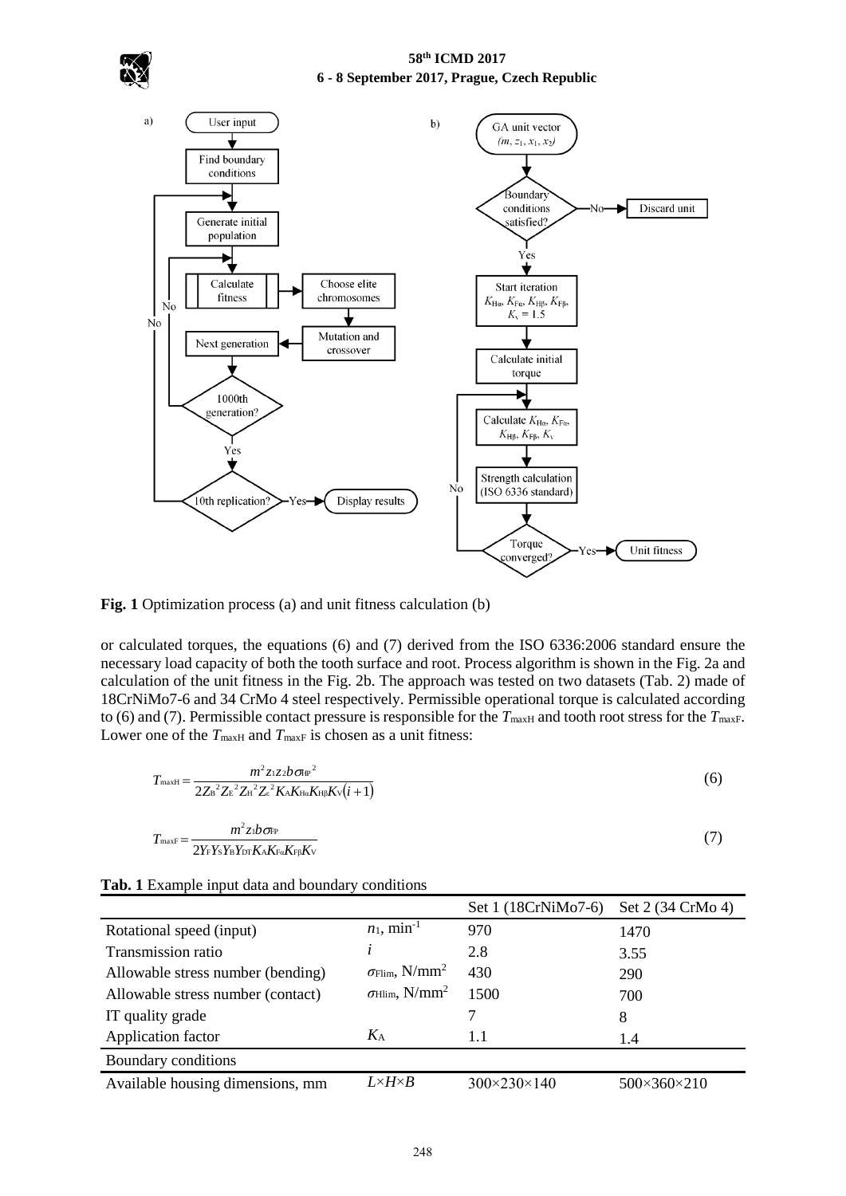**Fig. 1** Optimization process (a) and unit fitness calculation (b)

or calculated torques, the equations (6) and (7) derived from the ISO 6336:2006 standard ensure the necessary load capacity of both the tooth surface and root. Process algorithm is shown in the Fig. 2a and calculation of the unit fitness in the Fig. 2b. The approach was tested on two datasets (Tab. 2) made of 18CrNiMo7-6 and 34 CrMo 4 steel respectively. Permissible operational torque is calculated according to (6) and (7). Permissible contact pressure is responsible for the $T_{\mathrm{maxH}}$ and tooth root stress for the $T_{\mathrm{maxF}}$. Lower one of the $T_{\mathrm{maxH}}$ and $T_{\mathrm{maxF}}$ is chosen as a unit fitness:

$$T_{\mathrm{maxH}} = \frac{m^2 z_1 z_2 b \sigma_{\mathrm{HP}}^{\ 2}}{2 Z_{\mathrm{B}}^{\ 2} Z_{\mathrm{E}}^{\ 2} Z_{\mathrm{H}}^{\ 2} Z_{\varepsilon}^{\ 2} K_{\mathrm{A}} K_{\mathrm{H}\alpha} K_{\mathrm{H}\beta} K_{\mathrm{V}} (i+1)} \tag{6}$$

$$T_{\mathrm{maxF}} = \frac{m^2 z_1 b \sigma_{\mathrm{FP}}}{2 Y_{\mathrm{F}} Y_{\mathrm{S}} Y_{\mathrm{B}} Y_{\mathrm{DT}} K_{\mathrm{A}} K_{\mathrm{F}\alpha} K_{\mathrm{F}\beta} K_{\mathrm{V}}} \tag{7}$$

**Tab. 1** Example input data and boundary conditions

| | | Set 1 (18CrNiMo7-6) | Set 2 (34 CrMo 4) |
|---|---|---|---|
| Rotational speed (input) | $n_1$, min$^{-1}$ | 970 | 1470 |
| Transmission ratio | $i$ | 2.8 | 3.55 |
| Allowable stress number (bending) | $\sigma_{\mathrm{Flim}}$, N/mm$^2$ | 430 | 290 |
| Allowable stress number (contact) | $\sigma_{\mathrm{Hlim}}$, N/mm$^2$ | 1500 | 700 |
| IT quality grade | | 7 | 8 |
| Application factor | $K_{\mathrm{A}}$ | 1.1 | 1.4 |
| Boundary conditions | | | |
| Available housing dimensions, mm | $L \times H \times B$ | 300×230×140 | 500×360×210 |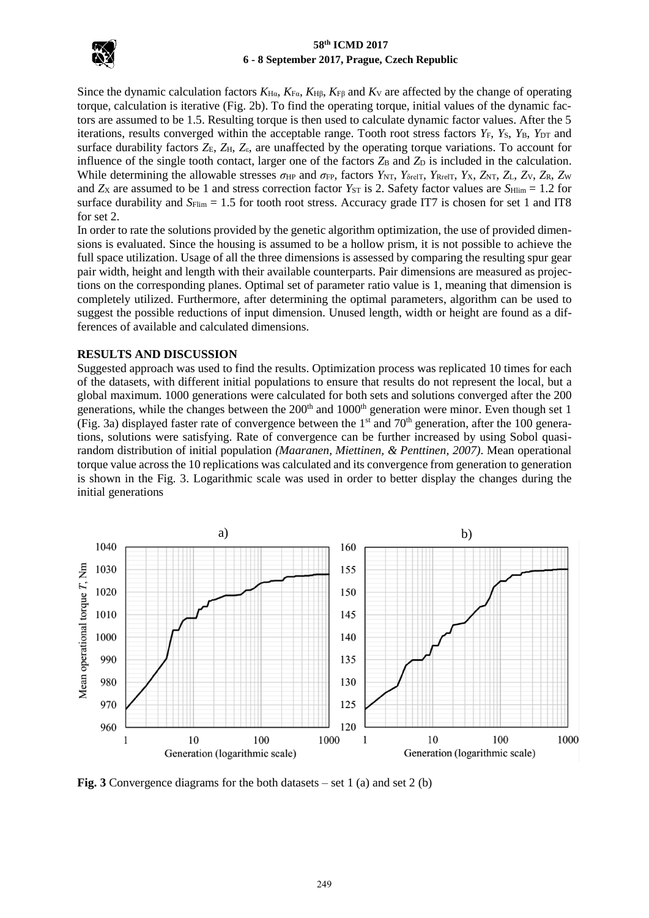Since the dynamic calculation factors $K_{H\alpha}$, $K_{F\alpha}$, $K_{H\beta}$, $K_{F\beta}$ and $K_V$ are affected by the change of operating torque, calculation is iterative (Fig. 2b). To find the operating torque, initial values of the dynamic factors are assumed to be 1.5. Resulting torque is then used to calculate dynamic factor values. After the 5 iterations, results converged within the acceptable range. Tooth root stress factors $Y_F$, $Y_S$, $Y_B$, $Y_{DT}$ and surface durability factors $Z_E$, $Z_H$, $Z_\varepsilon$, are unaffected by the operating torque variations. To account for influence of the single tooth contact, larger one of the factors $Z_B$ and $Z_D$ is included in the calculation. While determining the allowable stresses $\sigma_{HP}$ and $\sigma_{FP}$, factors $Y_{NT}$, $Y_{\delta relT}$, $Y_{RrelT}$, $Y_X$, $Z_{NT}$, $Z_L$, $Z_V$, $Z_R$, $Z_W$ and $Z_X$ are assumed to be 1 and stress correction factor $Y_{ST}$ is 2. Safety factor values are $S_{Hlim} = 1.2$ for surface durability and $S_{Flim} = 1.5$ for tooth root stress. Accuracy grade IT7 is chosen for set 1 and IT8 for set 2.

In order to rate the solutions provided by the genetic algorithm optimization, the use of provided dimensions is evaluated. Since the housing is assumed to be a hollow prism, it is not possible to achieve the full space utilization. Usage of all the three dimensions is assessed by comparing the resulting spur gear pair width, height and length with their available counterparts. Pair dimensions are measured as projections on the corresponding planes. Optimal set of parameter ratio value is 1, meaning that dimension is completely utilized. Furthermore, after determining the optimal parameters, algorithm can be used to suggest the possible reductions of input dimension. Unused length, width or height are found as a differences of available and calculated dimensions.

## RESULTS AND DISCUSSION

Suggested approach was used to find the results. Optimization process was replicated 10 times for each of the datasets, with different initial populations to ensure that results do not represent the local, but a global maximum. 1000 generations were calculated for both sets and solutions converged after the 200 generations, while the changes between the 200th and 1000th generation were minor. Even though set 1 (Fig. 3a) displayed faster rate of convergence between the 1st and 70th generation, after the 100 generations, solutions were satisfying. Rate of convergence can be further increased by using Sobol quasi-random distribution of initial population *(Maaranen, Miettinen, & Penttinen, 2007)*. Mean operational torque value across the 10 replications was calculated and its convergence from generation to generation is shown in the Fig. 3. Logarithmic scale was used in order to better display the changes during the initial generations

**Fig. 3** Convergence diagrams for the both datasets – set 1 (a) and set 2 (b)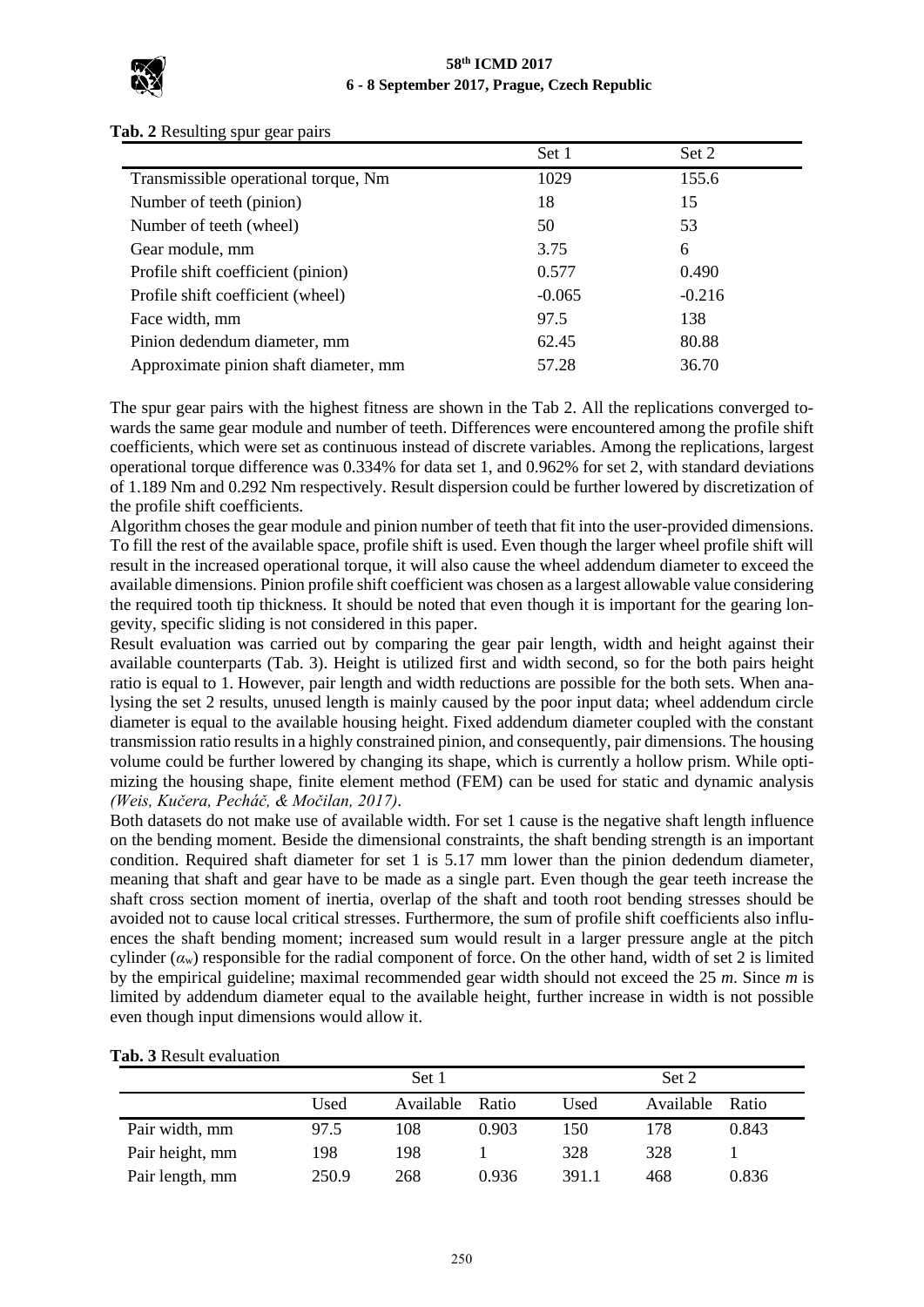**Tab. 2** Resulting spur gear pairs

| | Set 1 | Set 2 |
|---|---|---|
| Transmissible operational torque, Nm | 1029 | 155.6 |
| Number of teeth (pinion) | 18 | 15 |
| Number of teeth (wheel) | 50 | 53 |
| Gear module, mm | 3.75 | 6 |
| Profile shift coefficient (pinion) | 0.577 | 0.490 |
| Profile shift coefficient (wheel) | -0.065 | -0.216 |
| Face width, mm | 97.5 | 138 |
| Pinion dedendum diameter, mm | 62.45 | 80.88 |
| Approximate pinion shaft diameter, mm | 57.28 | 36.70 |

The spur gear pairs with the highest fitness are shown in the Tab 2. All the replications converged towards the same gear module and number of teeth. Differences were encountered among the profile shift coefficients, which were set as continuous instead of discrete variables. Among the replications, largest operational torque difference was 0.334% for data set 1, and 0.962% for set 2, with standard deviations of 1.189 Nm and 0.292 Nm respectively. Result dispersion could be further lowered by discretization of the profile shift coefficients.

Algorithm choses the gear module and pinion number of teeth that fit into the user-provided dimensions. To fill the rest of the available space, profile shift is used. Even though the larger wheel profile shift will result in the increased operational torque, it will also cause the wheel addendum diameter to exceed the available dimensions. Pinion profile shift coefficient was chosen as a largest allowable value considering the required tooth tip thickness. It should be noted that even though it is important for the gearing longevity, specific sliding is not considered in this paper.

Result evaluation was carried out by comparing the gear pair length, width and height against their available counterparts (Tab. 3). Height is utilized first and width second, so for the both pairs height ratio is equal to 1. However, pair length and width reductions are possible for the both sets. When analysing the set 2 results, unused length is mainly caused by the poor input data; wheel addendum circle diameter is equal to the available housing height. Fixed addendum diameter coupled with the constant transmission ratio results in a highly constrained pinion, and consequently, pair dimensions. The housing volume could be further lowered by changing its shape, which is currently a hollow prism. While optimizing the housing shape, finite element method (FEM) can be used for static and dynamic analysis *(Weis, Kučera, Pecháč, & Močilan, 2017)*.

Both datasets do not make use of available width. For set 1 cause is the negative shaft length influence on the bending moment. Beside the dimensional constraints, the shaft bending strength is an important condition. Required shaft diameter for set 1 is 5.17 mm lower than the pinion dedendum diameter, meaning that shaft and gear have to be made as a single part. Even though the gear teeth increase the shaft cross section moment of inertia, overlap of the shaft and tooth root bending stresses should be avoided not to cause local critical stresses. Furthermore, the sum of profile shift coefficients also influences the shaft bending moment; increased sum would result in a larger pressure angle at the pitch cylinder ($\alpha_w$) responsible for the radial component of force. On the other hand, width of set 2 is limited by the empirical guideline; maximal recommended gear width should not exceed the 25 $m$. Since $m$ is limited by addendum diameter equal to the available height, further increase in width is not possible even though input dimensions would allow it.

**Tab. 3** Result evaluation

| | Set 1 | | | Set 2 | | |
|---|---|---|---|---|---|---|
| | Used | Available | Ratio | Used | Available | Ratio |
| Pair width, mm | 97.5 | 108 | 0.903 | 150 | 178 | 0.843 |
| Pair height, mm | 198 | 198 | 1 | 328 | 328 | 1 |
| Pair length, mm | 250.9 | 268 | 0.936 | 391.1 | 468 | 0.836 |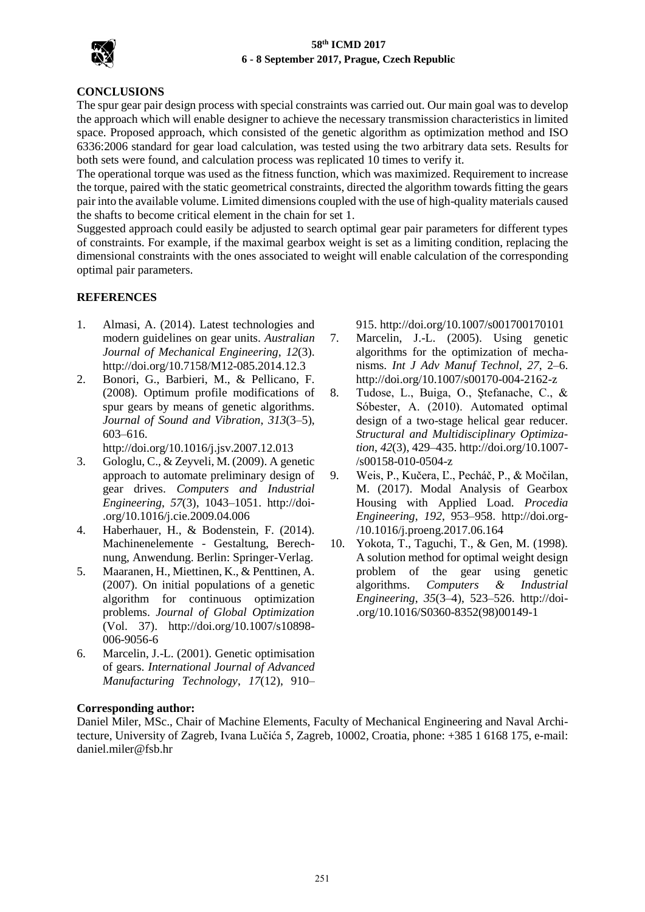## CONCLUSIONS

The spur gear pair design process with special constraints was carried out. Our main goal was to develop the approach which will enable designer to achieve the necessary transmission characteristics in limited space. Proposed approach, which consisted of the genetic algorithm as optimization method and ISO 6336:2006 standard for gear load calculation, was tested using the two arbitrary data sets. Results for both sets were found, and calculation process was replicated 10 times to verify it.

The operational torque was used as the fitness function, which was maximized. Requirement to increase the torque, paired with the static geometrical constraints, directed the algorithm towards fitting the gears pair into the available volume. Limited dimensions coupled with the use of high-quality materials caused the shafts to become critical element in the chain for set 1.

Suggested approach could easily be adjusted to search optimal gear pair parameters for different types of constraints. For example, if the maximal gearbox weight is set as a limiting condition, replacing the dimensional constraints with the ones associated to weight will enable calculation of the corresponding optimal pair parameters.

## REFERENCES

1. Almasi, A. (2014). Latest technologies and modern guidelines on gear units. *Australian Journal of Mechanical Engineering*, *12*(3). http://doi.org/10.7158/M12-085.2014.12.3
2. Bonori, G., Barbieri, M., & Pellicano, F. (2008). Optimum profile modifications of spur gears by means of genetic algorithms. *Journal of Sound and Vibration*, *313*(3–5), 603–616. http://doi.org/10.1016/j.jsv.2007.12.013
3. Gologlu, C., & Zeyveli, M. (2009). A genetic approach to automate preliminary design of gear drives. *Computers and Industrial Engineering*, *57*(3), 1043–1051. http://doi.org/10.1016/j.cie.2009.04.006
4. Haberhauer, H., & Bodenstein, F. (2014). Machinenelemente - Gestaltung, Berechnung, Anwendung. Berlin: Springer-Verlag.
5. Maaranen, H., Miettinen, K., & Penttinen, A. (2007). On initial populations of a genetic algorithm for continuous optimization problems. *Journal of Global Optimization* (Vol. 37). http://doi.org/10.1007/s10898-006-9056-6
6. Marcelin, J.-L. (2001). Genetic optimisation of gears. *International Journal of Advanced Manufacturing Technology*, *17*(12), 910–915. http://doi.org/10.1007/s001700170101
7. Marcelin, J.-L. (2005). Using genetic algorithms for the optimization of mechanisms. *Int J Adv Manuf Technol*, *27*, 2–6. http://doi.org/10.1007/s00170-004-2162-z
8. Tudose, L., Buiga, O., Ştefanache, C., & Sóbester, A. (2010). Automated optimal design of a two-stage helical gear reducer. *Structural and Multidisciplinary Optimization*, *42*(3), 429–435. http://doi.org/10.1007/s00158-010-0504-z
9. Weis, P., Kučera, Ľ., Pecháč, P., & Močilan, M. (2017). Modal Analysis of Gearbox Housing with Applied Load. *Procedia Engineering*, *192*, 953–958. http://doi.org/10.1016/j.proeng.2017.06.164
10. Yokota, T., Taguchi, T., & Gen, M. (1998). A solution method for optimal weight design problem of the gear using genetic algorithms. *Computers & Industrial Engineering*, *35*(3–4), 523–526. http://doi.org/10.1016/S0360-8352(98)00149-1

**Corresponding author:**

Daniel Miler, MSc., Chair of Machine Elements, Faculty of Mechanical Engineering and Naval Architecture, University of Zagreb, Ivana Lučića 5, Zagreb, 10002, Croatia, phone: +385 1 6168 175, e-mail: daniel.miler@fsb.hr